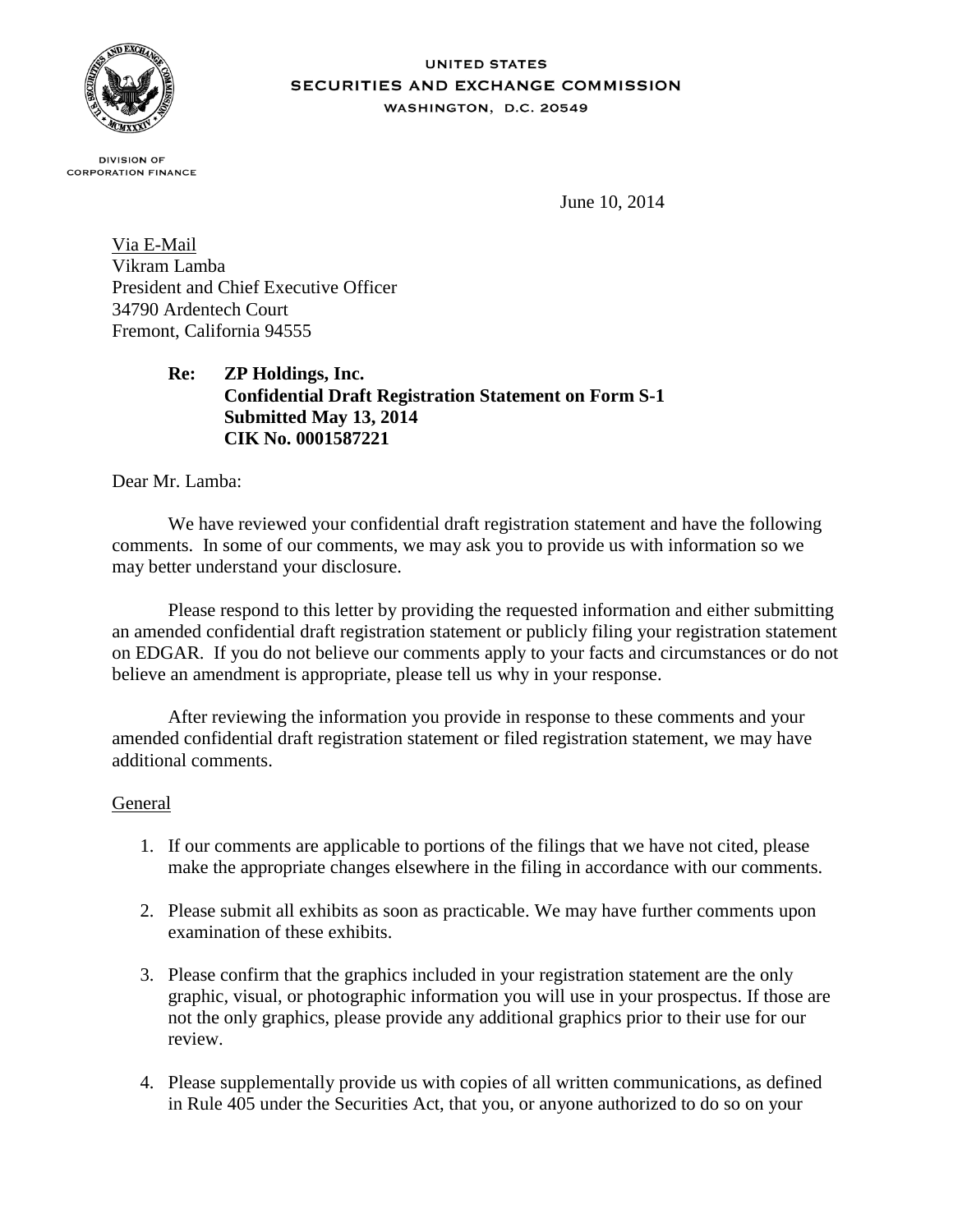UNITED STATES
SECURITIES AND EXCHANGE COMMISSION
WASHINGTON, D.C. 20549

DIVISION OF
CORPORATION FINANCE

June 10, 2014

Via E-Mail
Vikram Lamba
President and Chief Executive Officer
34790 Ardentech Court
Fremont, California 94555

**Re: ZP Holdings, Inc.**
**Confidential Draft Registration Statement on Form S-1**
**Submitted May 13, 2014**
**CIK No. 0001587221**

Dear Mr. Lamba:

We have reviewed your confidential draft registration statement and have the following comments. In some of our comments, we may ask you to provide us with information so we may better understand your disclosure.

Please respond to this letter by providing the requested information and either submitting an amended confidential draft registration statement or publicly filing your registration statement on EDGAR. If you do not believe our comments apply to your facts and circumstances or do not believe an amendment is appropriate, please tell us why in your response.

After reviewing the information you provide in response to these comments and your amended confidential draft registration statement or filed registration statement, we may have additional comments.

General

1. If our comments are applicable to portions of the filings that we have not cited, please make the appropriate changes elsewhere in the filing in accordance with our comments.

2. Please submit all exhibits as soon as practicable. We may have further comments upon examination of these exhibits.

3. Please confirm that the graphics included in your registration statement are the only graphic, visual, or photographic information you will use in your prospectus. If those are not the only graphics, please provide any additional graphics prior to their use for our review.

4. Please supplementally provide us with copies of all written communications, as defined in Rule 405 under the Securities Act, that you, or anyone authorized to do so on your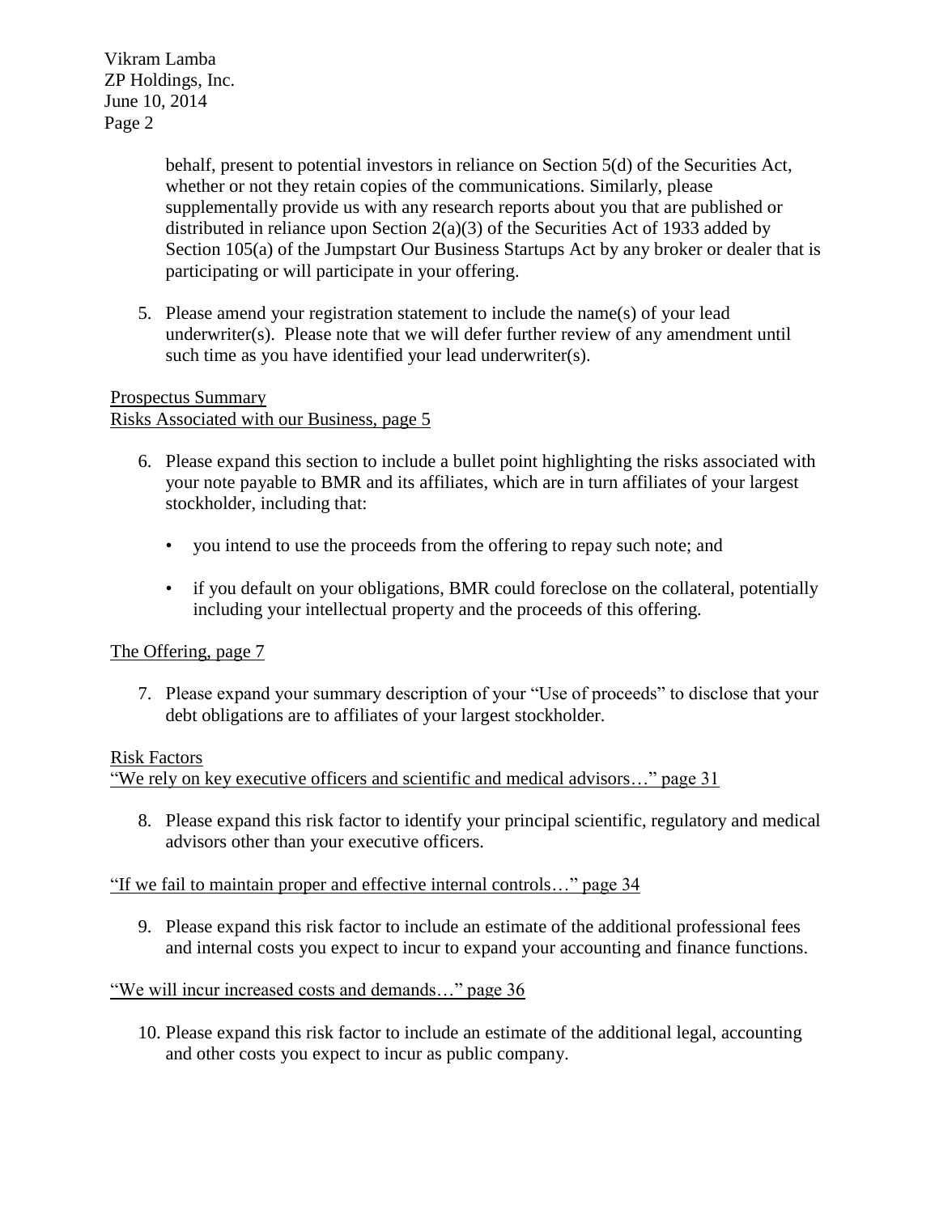behalf, present to potential investors in reliance on Section 5(d) of the Securities Act, whether or not they retain copies of the communications. Similarly, please supplementally provide us with any research reports about you that are published or distributed in reliance upon Section 2(a)(3) of the Securities Act of 1933 added by Section 105(a) of the Jumpstart Our Business Startups Act by any broker or dealer that is participating or will participate in your offering.

5. Please amend your registration statement to include the name(s) of your lead underwriter(s). Please note that we will defer further review of any amendment until such time as you have identified your lead underwriter(s).

Prospectus Summary
Risks Associated with our Business, page 5

6. Please expand this section to include a bullet point highlighting the risks associated with your note payable to BMR and its affiliates, which are in turn affiliates of your largest stockholder, including that:

   - you intend to use the proceeds from the offering to repay such note; and
   - if you default on your obligations, BMR could foreclose on the collateral, potentially including your intellectual property and the proceeds of this offering.

The Offering, page 7

7. Please expand your summary description of your "Use of proceeds" to disclose that your debt obligations are to affiliates of your largest stockholder.

Risk Factors
"We rely on key executive officers and scientific and medical advisors…" page 31

8. Please expand this risk factor to identify your principal scientific, regulatory and medical advisors other than your executive officers.

"If we fail to maintain proper and effective internal controls…" page 34

9. Please expand this risk factor to include an estimate of the additional professional fees and internal costs you expect to incur to expand your accounting and finance functions.

"We will incur increased costs and demands…" page 36

10. Please expand this risk factor to include an estimate of the additional legal, accounting and other costs you expect to incur as public company.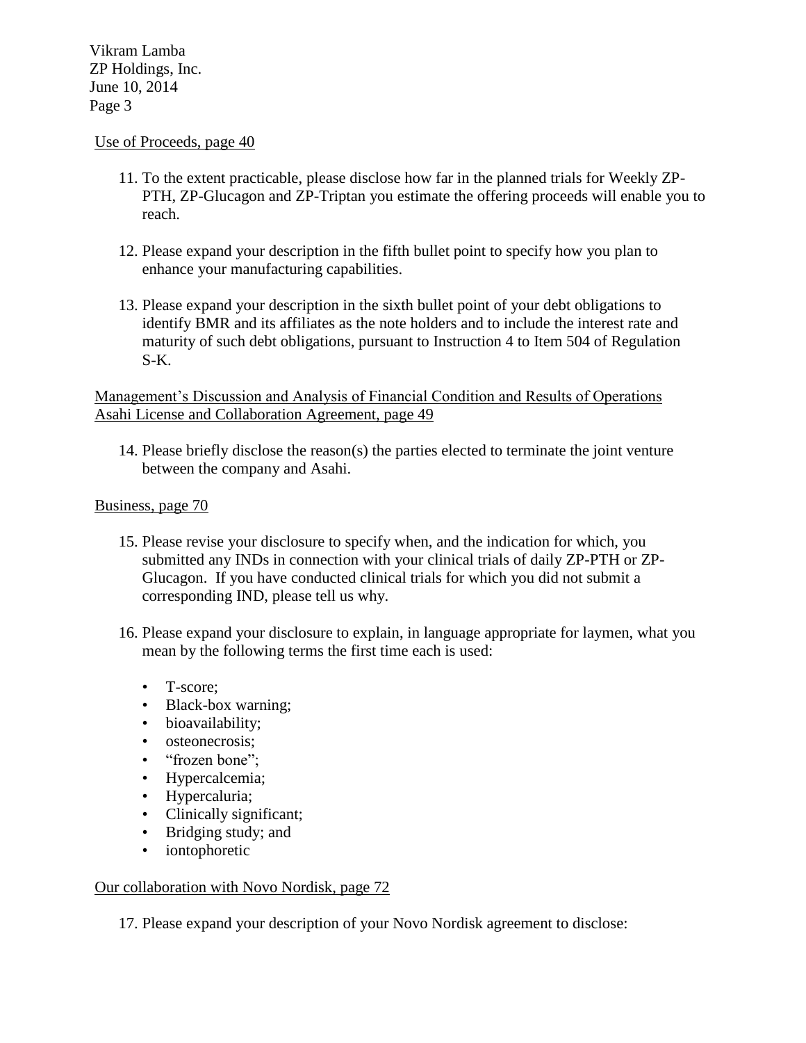Use of Proceeds, page 40

11. To the extent practicable, please disclose how far in the planned trials for Weekly ZP-PTH, ZP-Glucagon and ZP-Triptan you estimate the offering proceeds will enable you to reach.

12. Please expand your description in the fifth bullet point to specify how you plan to enhance your manufacturing capabilities.

13. Please expand your description in the sixth bullet point of your debt obligations to identify BMR and its affiliates as the note holders and to include the interest rate and maturity of such debt obligations, pursuant to Instruction 4 to Item 504 of Regulation S-K.

Management's Discussion and Analysis of Financial Condition and Results of Operations
Asahi License and Collaboration Agreement, page 49

14. Please briefly disclose the reason(s) the parties elected to terminate the joint venture between the company and Asahi.

Business, page 70

15. Please revise your disclosure to specify when, and the indication for which, you submitted any INDs in connection with your clinical trials of daily ZP-PTH or ZP-Glucagon. If you have conducted clinical trials for which you did not submit a corresponding IND, please tell us why.

16. Please expand your disclosure to explain, in language appropriate for laymen, what you mean by the following terms the first time each is used:

    - T-score;
    - Black-box warning;
    - bioavailability;
    - osteonecrosis;
    - "frozen bone";
    - Hypercalcemia;
    - Hypercaluria;
    - Clinically significant;
    - Bridging study; and
    - iontophoretic

Our collaboration with Novo Nordisk, page 72

17. Please expand your description of your Novo Nordisk agreement to disclose: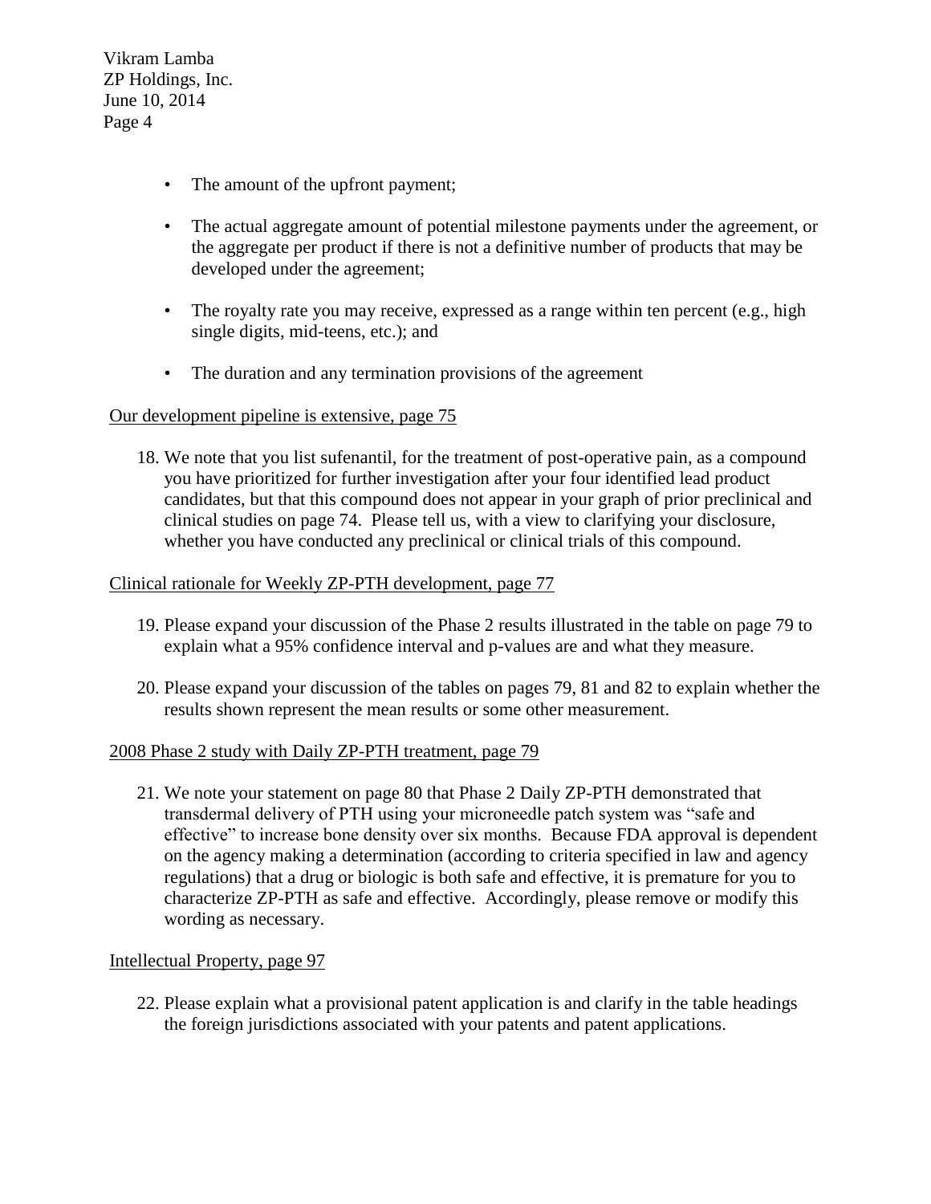- The amount of the upfront payment;
- The actual aggregate amount of potential milestone payments under the agreement, or the aggregate per product if there is not a definitive number of products that may be developed under the agreement;
- The royalty rate you may receive, expressed as a range within ten percent (e.g., high single digits, mid-teens, etc.); and
- The duration and any termination provisions of the agreement

<u>Our development pipeline is extensive, page 75</u>

18. We note that you list sufenantil, for the treatment of post-operative pain, as a compound you have prioritized for further investigation after your four identified lead product candidates, but that this compound does not appear in your graph of prior preclinical and clinical studies on page 74. Please tell us, with a view to clarifying your disclosure, whether you have conducted any preclinical or clinical trials of this compound.

<u>Clinical rationale for Weekly ZP-PTH development, page 77</u>

19. Please expand your discussion of the Phase 2 results illustrated in the table on page 79 to explain what a 95% confidence interval and p-values are and what they measure.

20. Please expand your discussion of the tables on pages 79, 81 and 82 to explain whether the results shown represent the mean results or some other measurement.

<u>2008 Phase 2 study with Daily ZP-PTH treatment, page 79</u>

21. We note your statement on page 80 that Phase 2 Daily ZP-PTH demonstrated that transdermal delivery of PTH using your microneedle patch system was "safe and effective" to increase bone density over six months. Because FDA approval is dependent on the agency making a determination (according to criteria specified in law and agency regulations) that a drug or biologic is both safe and effective, it is premature for you to characterize ZP-PTH as safe and effective. Accordingly, please remove or modify this wording as necessary.

<u>Intellectual Property, page 97</u>

22. Please explain what a provisional patent application is and clarify in the table headings the foreign jurisdictions associated with your patents and patent applications.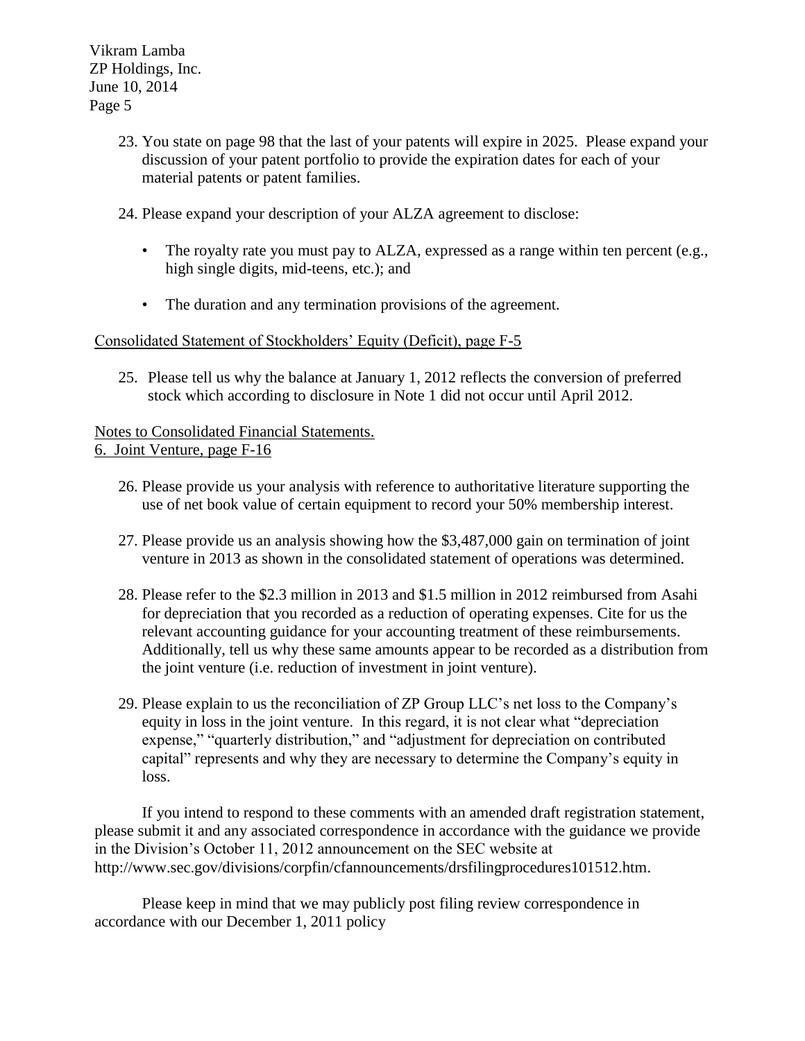23. You state on page 98 that the last of your patents will expire in 2025. Please expand your discussion of your patent portfolio to provide the expiration dates for each of your material patents or patent families.

24. Please expand your description of your ALZA agreement to disclose:

    - The royalty rate you must pay to ALZA, expressed as a range within ten percent (e.g., high single digits, mid-teens, etc.); and

    - The duration and any termination provisions of the agreement.

Consolidated Statement of Stockholders' Equity (Deficit), page F-5

25. Please tell us why the balance at January 1, 2012 reflects the conversion of preferred stock which according to disclosure in Note 1 did not occur until April 2012.

Notes to Consolidated Financial Statements.
6. Joint Venture, page F-16

26. Please provide us your analysis with reference to authoritative literature supporting the use of net book value of certain equipment to record your 50% membership interest.

27. Please provide us an analysis showing how the $3,487,000 gain on termination of joint venture in 2013 as shown in the consolidated statement of operations was determined.

28. Please refer to the $2.3 million in 2013 and $1.5 million in 2012 reimbursed from Asahi for depreciation that you recorded as a reduction of operating expenses. Cite for us the relevant accounting guidance for your accounting treatment of these reimbursements. Additionally, tell us why these same amounts appear to be recorded as a distribution from the joint venture (i.e. reduction of investment in joint venture).

29. Please explain to us the reconciliation of ZP Group LLC's net loss to the Company's equity in loss in the joint venture. In this regard, it is not clear what "depreciation expense," "quarterly distribution," and "adjustment for depreciation on contributed capital" represents and why they are necessary to determine the Company's equity in loss.

If you intend to respond to these comments with an amended draft registration statement, please submit it and any associated correspondence in accordance with the guidance we provide in the Division's October 11, 2012 announcement on the SEC website at http://www.sec.gov/divisions/corpfin/cfannouncements/drsfilingprocedures101512.htm.

Please keep in mind that we may publicly post filing review correspondence in accordance with our December 1, 2011 policy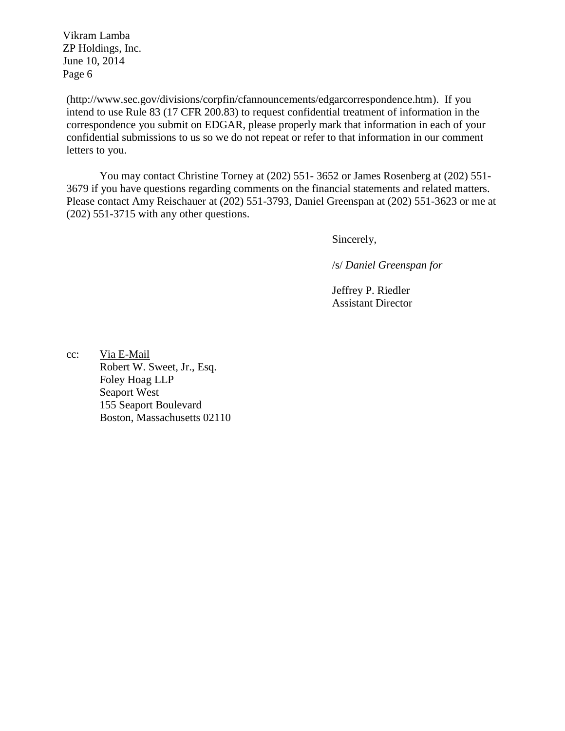(http://www.sec.gov/divisions/corpfin/cfannouncements/edgarcorrespondence.htm). If you intend to use Rule 83 (17 CFR 200.83) to request confidential treatment of information in the correspondence you submit on EDGAR, please properly mark that information in each of your confidential submissions to us so we do not repeat or refer to that information in our comment letters to you.

You may contact Christine Torney at (202) 551- 3652 or James Rosenberg at (202) 551-3679 if you have questions regarding comments on the financial statements and related matters. Please contact Amy Reischauer at (202) 551-3793, Daniel Greenspan at (202) 551-3623 or me at (202) 551-3715 with any other questions.

Sincerely,

/s/ *Daniel Greenspan for*

Jeffrey P. Riedler
Assistant Director

cc: Via E-Mail
Robert W. Sweet, Jr., Esq.
Foley Hoag LLP
Seaport West
155 Seaport Boulevard
Boston, Massachusetts 02110